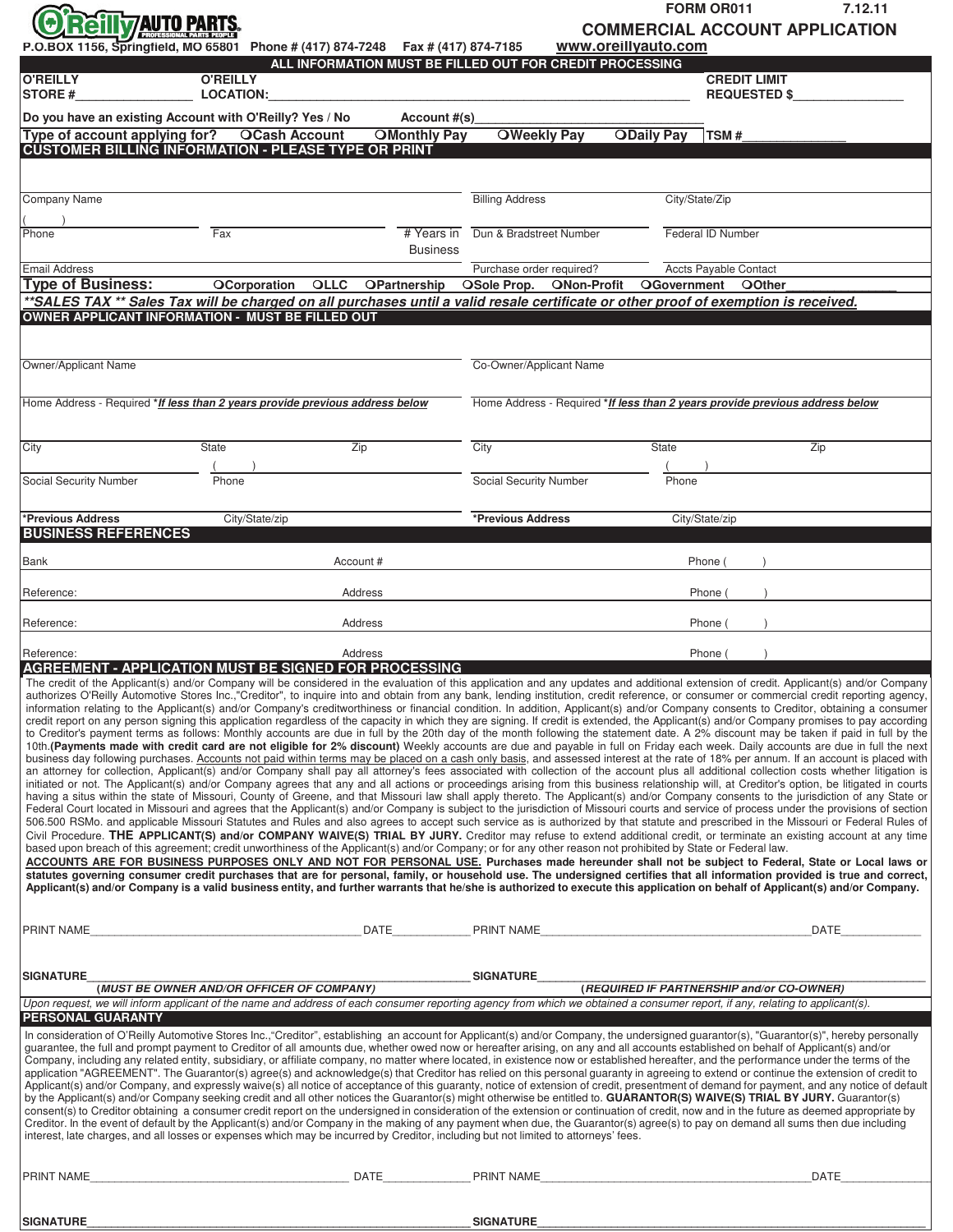O'Reilly AUTO PARTS

PROFESSIONAL PARTS PEOPLE

P.O.BOX 1156, Springfield, MO 65801 Phone # (417) 874-7248 Fax # (417) 874-7185 www.oreillyauto.com

FORM OR011 7.12.11

# COMMERCIAL ACCOUNT APPLICATION

**ALL INFORMATION MUST BE FILLED OUT FOR CREDIT PROCESSING**

**O'REILLY STORE #**_______________ **O'REILLY LOCATION:**_______________________________________ **CREDIT LIMIT REQUESTED $**_______________

**Do you have an existing Account with O'Reilly? Yes / No** **Account #(s)**_______________________________

**Type of account applying for?** ❍**Cash Account** ❍**Monthly Pay** ❍**Weekly Pay** ❍**Daily Pay** **TSM #**_______________

## CUSTOMER BILLING INFORMATION - PLEASE TYPE OR PRINT

Company Name | Billing Address | City/State/Zip

( ) Phone | Fax | # Years in Business | Dun & Bradstreet Number | Federal ID Number

Email Address | Purchase order required? | Accts Payable Contact

**Type of Business:** ❍**Corporation** ❍**LLC** ❍**Partnership** ❍**Sole Prop.** ❍**Non-Profit** ❍**Government** ❍**Other**_______________

***\*\*SALES TAX \*\* Sales Tax will be charged on all purchases until a valid resale certificate or other proof of exemption is received.***

## OWNER APPLICANT INFORMATION - MUST BE FILLED OUT

Owner/Applicant Name | Co-Owner/Applicant Name

Home Address - Required **\*If less than 2 years provide previous address below** | Home Address - Required **\*If less than 2 years provide previous address below**

City | State | Zip | City | State | Zip

Social Security Number | ( ) Phone | Social Security Number | ( ) Phone

**\*Previous Address** | City/State/zip | **\*Previous Address** | City/State/zip

## BUSINESS REFERENCES

Bank | Account # | Phone ( )

Reference: | Address | Phone ( )

Reference: | Address | Phone ( )

Reference: | Address | Phone ( )

## AGREEMENT - APPLICATION MUST BE SIGNED FOR PROCESSING

The credit of the Applicant(s) and/or Company will be considered in the evaluation of this application and any updates and additional extension of credit. Applicant(s) and/or Company authorizes O'Reilly Automotive Stores Inc.,"Creditor", to inquire into and obtain from any bank, lending institution, credit reference, or consumer or commercial credit reporting agency, information relating to the Applicant(s) and/or Company's creditworthiness or financial condition. In addition, Applicant(s) and/or Company consents to Creditor, obtaining a consumer credit report on any person signing this application regardless of the capacity in which they are signing. If credit is extended, the Applicant(s) and/or Company promises to pay according to Creditor's payment terms as follows: Monthly accounts are due in full by the 20th day of the month following the statement date. A 2% discount may be taken if paid in full by the 10th.**(Payments made with credit card are not eligible for 2% discount)** Weekly accounts are due and payable in full on Friday each week. Daily accounts are due in full the next business day following purchases. Accounts not paid within terms may be placed on a cash only basis, and assessed interest at the rate of 18% per annum. If an account is placed with an attorney for collection, Applicant(s) and/or Company shall pay all attorney's fees associated with collection of the account plus all additional collection costs whether litigation is initiated or not. The Applicant(s) and/or Company agrees that any and all actions or proceedings arising from this business relationship will, at Creditor's option, be litigated in courts having a situs within the state of Missouri, County of Greene, and that Missouri law shall apply thereto. The Applicant(s) and/or Company consents to the jurisdiction of any State or Federal Court located in Missouri and agrees that the Applicant(s) and/or Company is subject to the jurisdiction of Missouri courts and service of process under the provisions of section 506.500 RSMo. and applicable Missouri Statutes and Rules and also agrees to accept such service as is authorized by that statute and prescribed in the Missouri or Federal Rules of Civil Procedure. **THE APPLICANT(S) and/or COMPANY WAIVE(S) TRIAL BY JURY.** Creditor may refuse to extend additional credit, or terminate an existing account at any time based upon breach of this agreement; credit unworthiness of the Applicant(s) and/or Company; or for any other reason not prohibited by State or Federal law.

**ACCOUNTS ARE FOR BUSINESS PURPOSES ONLY AND NOT FOR PERSONAL USE. Purchases made hereunder shall not be subject to Federal, State or Local laws or statutes governing consumer credit purchases that are for personal, family, or household use. The undersigned certifies that all information provided is true and correct, Applicant(s) and/or Company is a valid business entity, and further warrants that he/she is authorized to execute this application on behalf of Applicant(s) and/or Company.**

PRINT NAME___________________________________________ DATE____________ PRINT NAME___________________________________________ DATE____________

SIGNATURE___________________________________________ SIGNATURE___________________________________________

**(*MUST BE OWNER AND/OR OFFICER OF COMPANY*)** **(*REQUIRED IF PARTNERSHIP and/or CO-OWNER*)**

*Upon request, we will inform applicant of the name and address of each consumer reporting agency from which we obtained a consumer report, if any, relating to applicant(s).*

## PERSONAL GUARANTY

In consideration of O'Reilly Automotive Stores Inc.,"Creditor", establishing an account for Applicant(s) and/or Company, the undersigned guarantor(s), "Guarantor(s)", hereby personally guarantee, the full and prompt payment to Creditor of all amounts due, whether owed now or hereafter arising, on any and all accounts established on behalf of Applicant(s) and/or Company, including any related entity, subsidiary, or affiliate company, no matter where located, in existence now or established hereafter, and the performance under the terms of the application "AGREEMENT". The Guarantor(s) agree(s) and acknowledge(s) that Creditor has relied on this personal guaranty in agreeing to extend or continue the extension of credit to Applicant(s) and/or Company, and expressly waive(s) all notice of acceptance of this guaranty, notice of extension of credit, presentment of demand for payment, and any notice of default by the Applicant(s) and/or Company seeking credit and all other notices the Guarantor(s) might otherwise be entitled to. **GUARANTOR(S) WAIVE(S) TRIAL BY JURY.** Guarantor(s) consent(s) to Creditor obtaining a consumer credit report on the undersigned in consideration of the extension or continuation of credit, now and in the future as deemed appropriate by Creditor. In the event of default by the Applicant(s) and/or Company in the making of any payment when due, the Guarantor(s) agree(s) to pay on demand all sums then due including interest, late charges, and all losses or expenses which may be incurred by Creditor, including but not limited to attorneys' fees.

PRINT NAME___________________________________________ DATE____________ PRINT NAME___________________________________________ DATE____________

SIGNATURE___________________________________________ SIGNATURE___________________________________________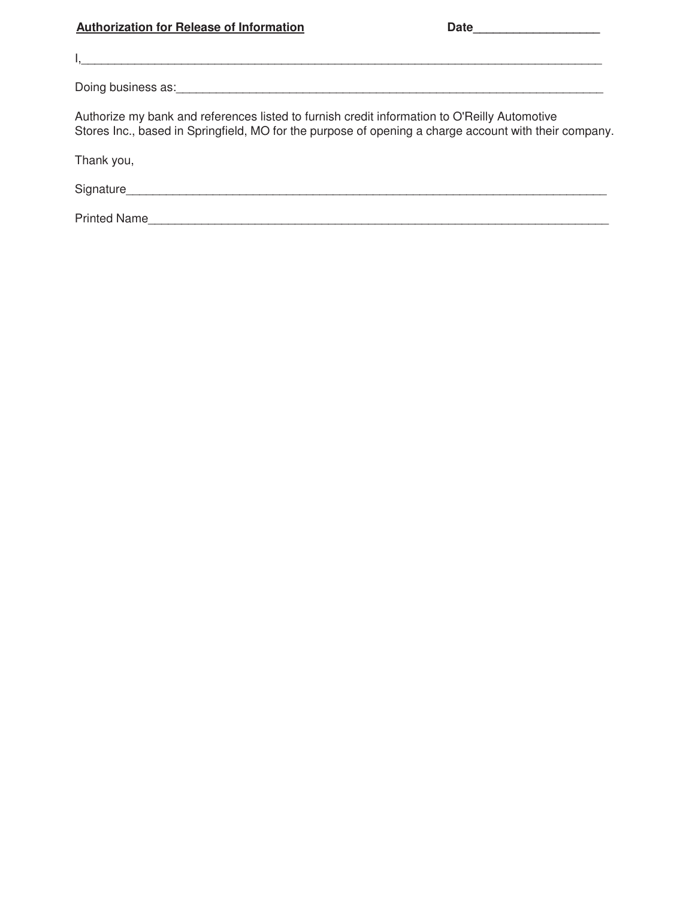**Authorization for Release of Information** **Date**___________________

I,_______________________________________________________________________________

Doing business as:________________________________________________________________

Authorize my bank and references listed to furnish credit information to O'Reilly Automotive Stores Inc., based in Springfield, MO for the purpose of opening a charge account with their company.

Thank you,

Signature_________________________________________________________________________

Printed Name_____________________________________________________________________